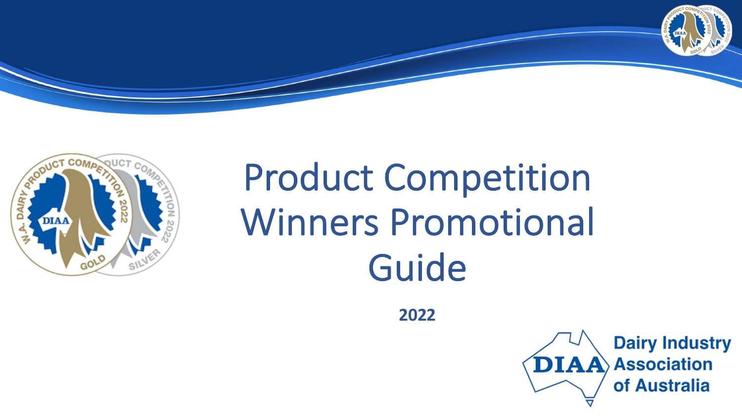# Product Competition Winners Promotional Guide

**2022**

Dairy Industry Association of Australia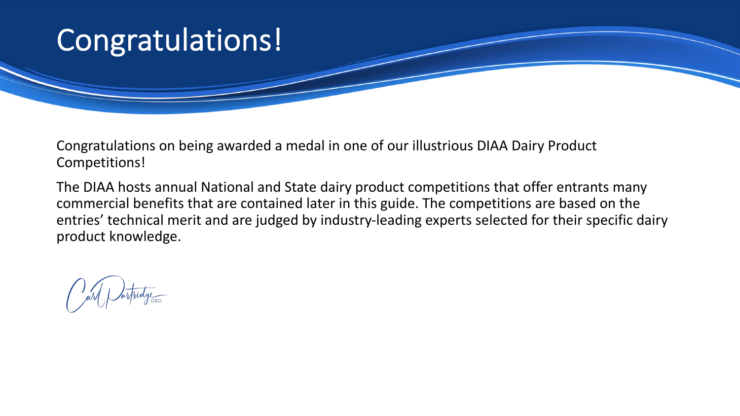# Congratulations!

Congratulations on being awarded a medal in one of our illustrious DIAA Dairy Product Competitions!

The DIAA hosts annual National and State dairy product competitions that offer entrants many commercial benefits that are contained later in this guide. The competitions are based on the entries' technical merit and are judged by industry-leading experts selected for their specific dairy product knowledge.

Carl Partridge
CEO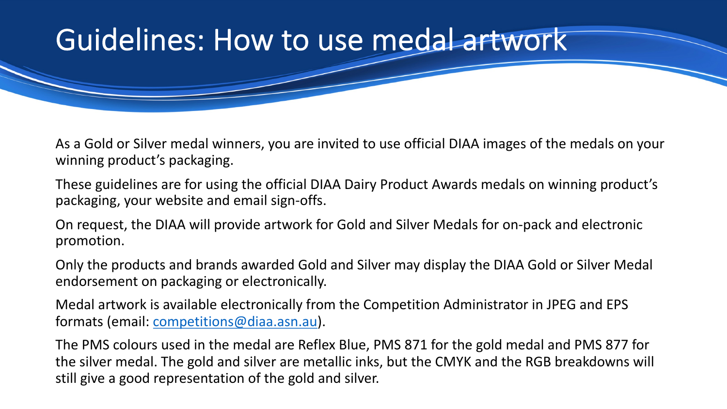# Guidelines: How to use medal artwork

As a Gold or Silver medal winners, you are invited to use official DIAA images of the medals on your winning product's packaging.

These guidelines are for using the official DIAA Dairy Product Awards medals on winning product's packaging, your website and email sign-offs.

On request, the DIAA will provide artwork for Gold and Silver Medals for on-pack and electronic promotion.

Only the products and brands awarded Gold and Silver may display the DIAA Gold or Silver Medal endorsement on packaging or electronically.

Medal artwork is available electronically from the Competition Administrator in JPEG and EPS formats (email: competitions@diaa.asn.au).

The PMS colours used in the medal are Reflex Blue, PMS 871 for the gold medal and PMS 877 for the silver medal. The gold and silver are metallic inks, but the CMYK and the RGB breakdowns will still give a good representation of the gold and silver.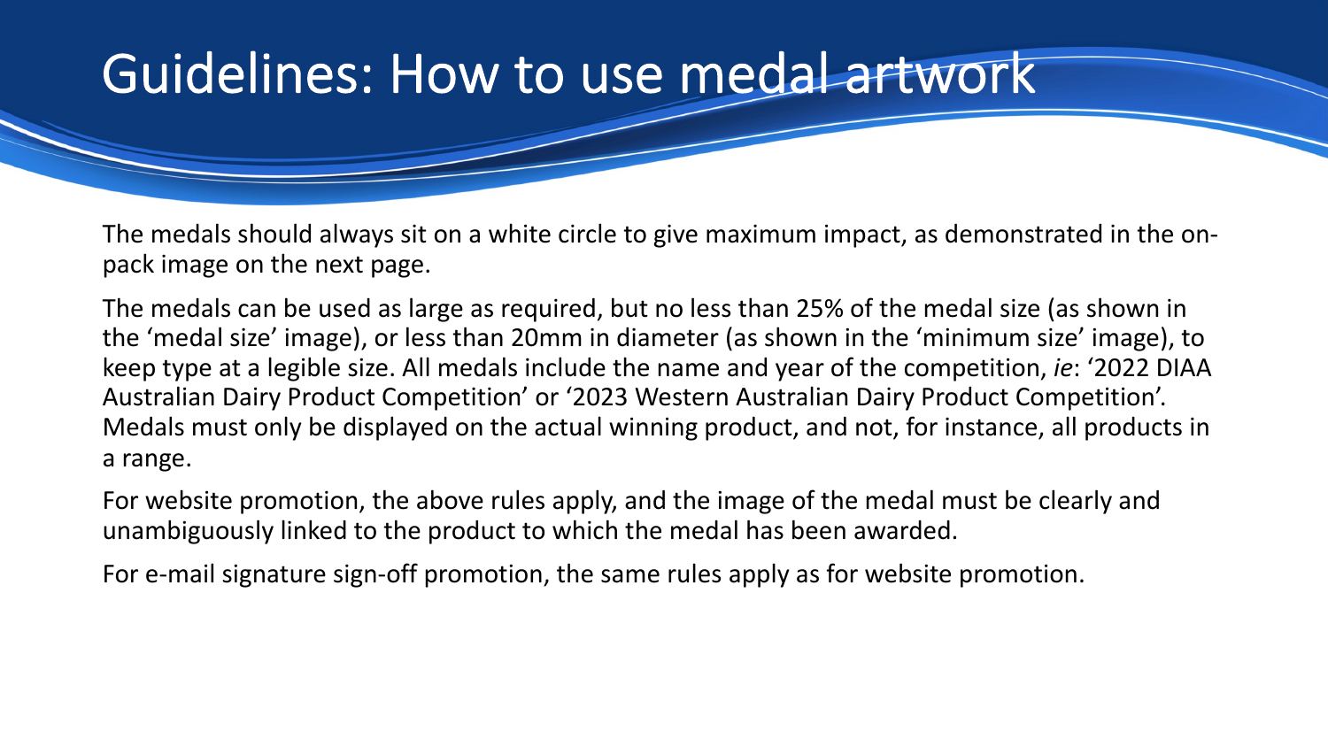# Guidelines: How to use medal artwork

The medals should always sit on a white circle to give maximum impact, as demonstrated in the on-pack image on the next page.

The medals can be used as large as required, but no less than 25% of the medal size (as shown in the 'medal size' image), or less than 20mm in diameter (as shown in the 'minimum size' image), to keep type at a legible size. All medals include the name and year of the competition, *ie*: '2022 DIAA Australian Dairy Product Competition' or '2023 Western Australian Dairy Product Competition'. Medals must only be displayed on the actual winning product, and not, for instance, all products in a range.

For website promotion, the above rules apply, and the image of the medal must be clearly and unambiguously linked to the product to which the medal has been awarded.

For e-mail signature sign-off promotion, the same rules apply as for website promotion.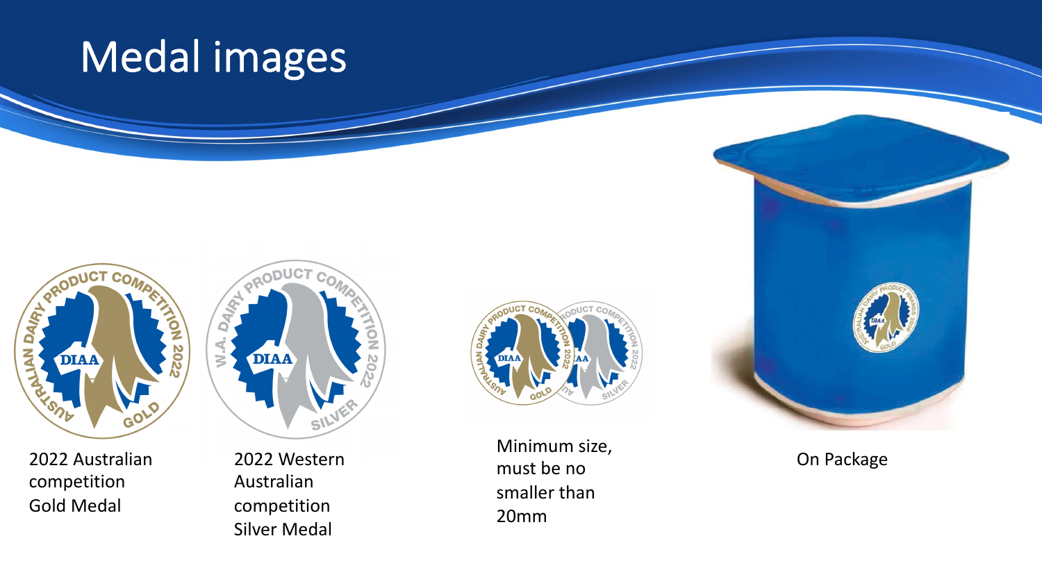# Medal images

2022 Australian competition Gold Medal

2022 Western Australian competition Silver Medal

Minimum size, must be no smaller than 20mm

On Package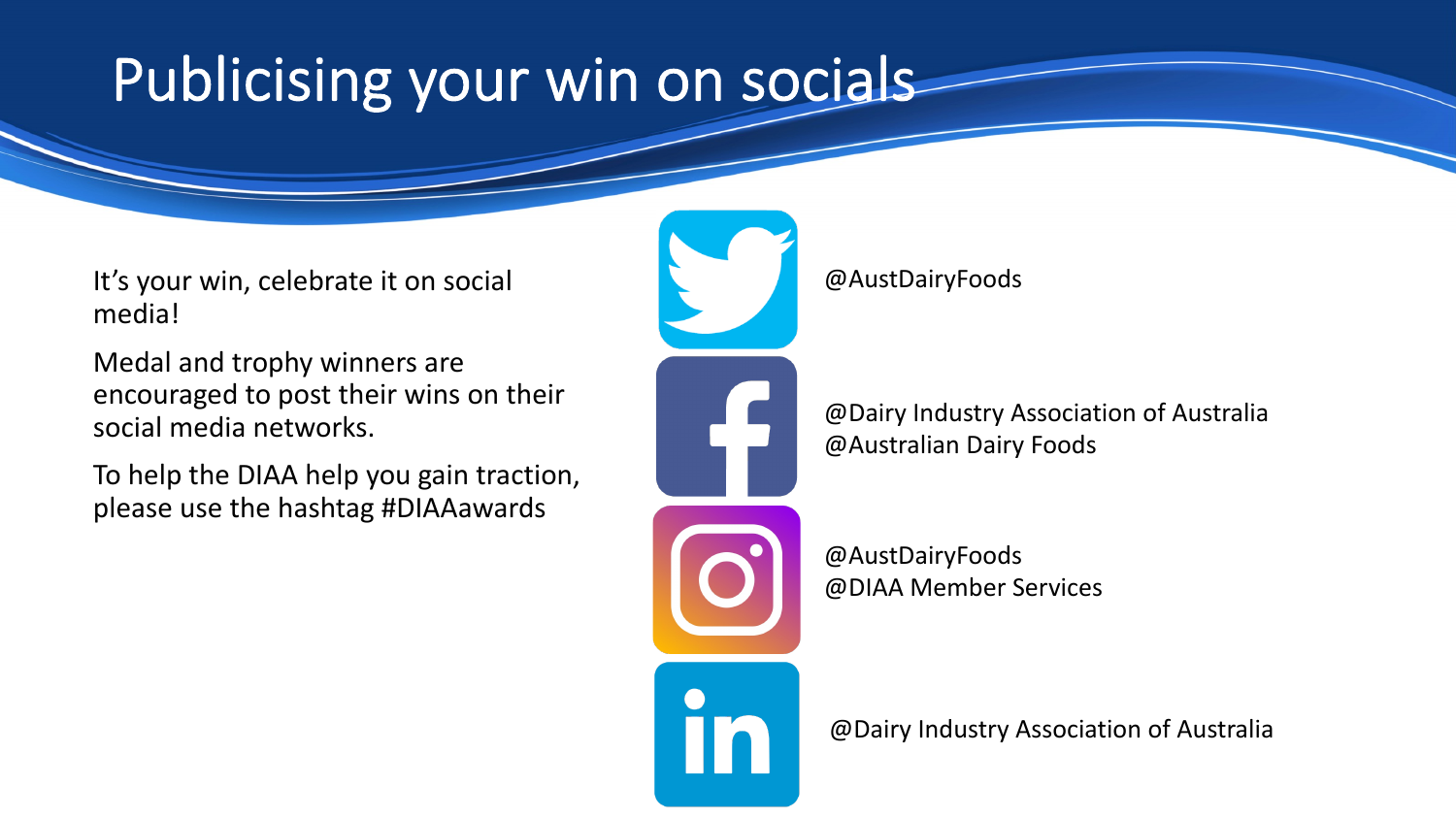# Publicising your win on socials

It's your win, celebrate it on social media!

Medal and trophy winners are encouraged to post their wins on their social media networks.

To help the DIAA help you gain traction, please use the hashtag #DIAAawards

@AustDairyFoods

@Dairy Industry Association of Australia
@Australian Dairy Foods

@AustDairyFoods
@DIAA Member Services

@Dairy Industry Association of Australia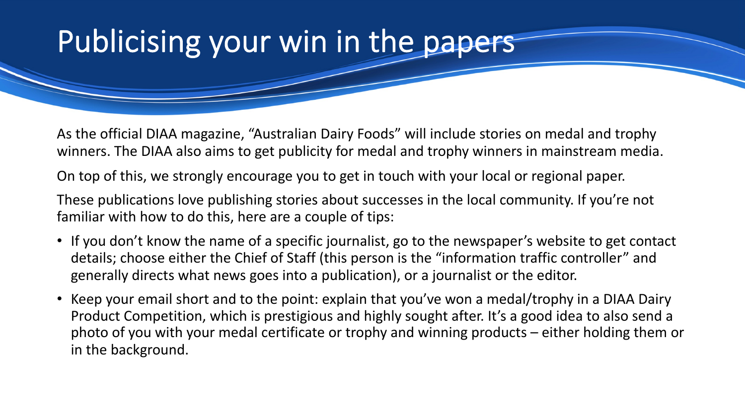# Publicising your win in the papers

As the official DIAA magazine, "Australian Dairy Foods" will include stories on medal and trophy winners. The DIAA also aims to get publicity for medal and trophy winners in mainstream media.

On top of this, we strongly encourage you to get in touch with your local or regional paper.

These publications love publishing stories about successes in the local community. If you're not familiar with how to do this, here are a couple of tips:

- If you don't know the name of a specific journalist, go to the newspaper's website to get contact details; choose either the Chief of Staff (this person is the "information traffic controller" and generally directs what news goes into a publication), or a journalist or the editor.
- Keep your email short and to the point: explain that you've won a medal/trophy in a DIAA Dairy Product Competition, which is prestigious and highly sought after. It's a good idea to also send a photo of you with your medal certificate or trophy and winning products – either holding them or in the background.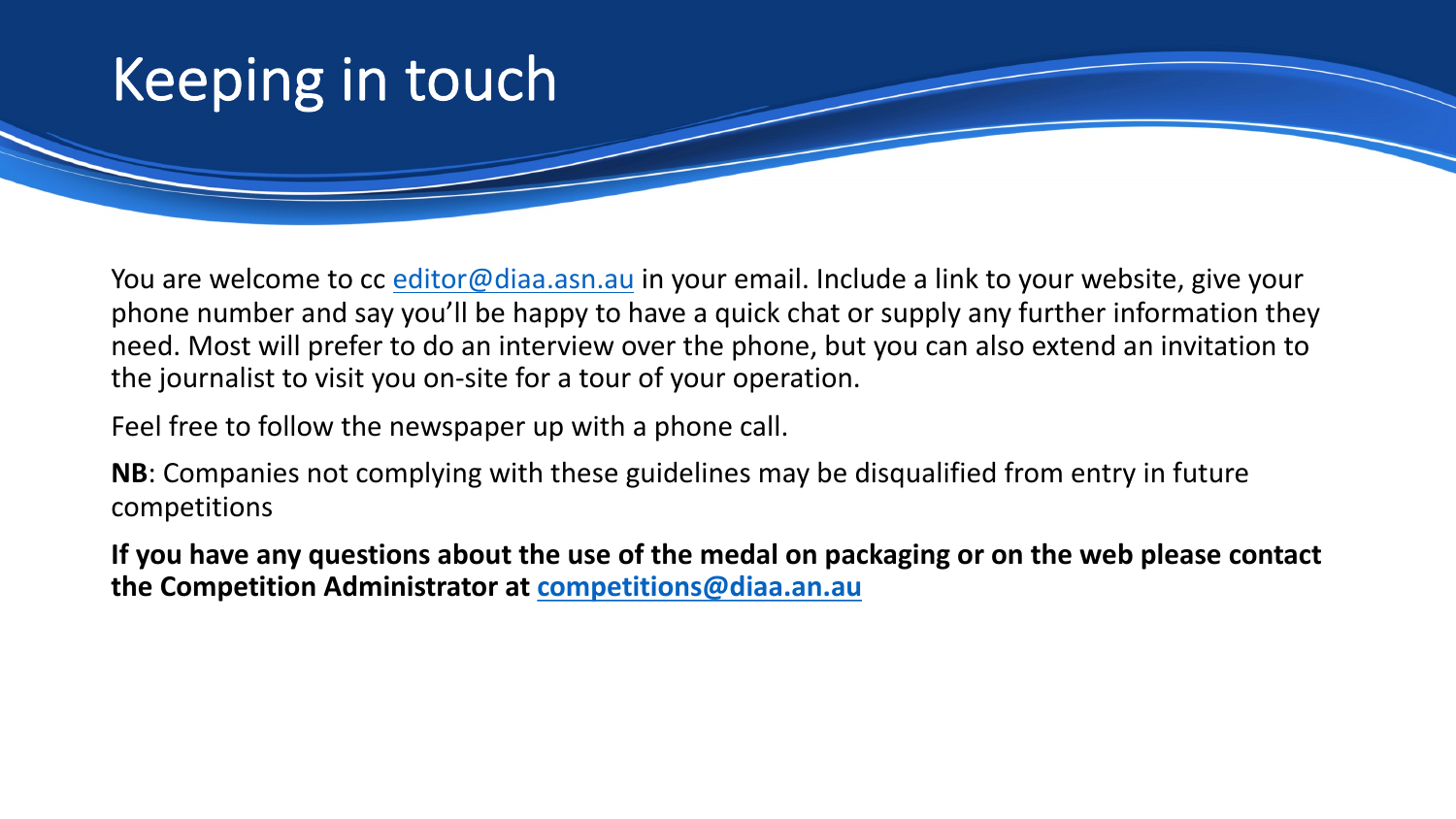# Keeping in touch

You are welcome to cc editor@diaa.asn.au in your email. Include a link to your website, give your phone number and say you'll be happy to have a quick chat or supply any further information they need. Most will prefer to do an interview over the phone, but you can also extend an invitation to the journalist to visit you on-site for a tour of your operation.

Feel free to follow the newspaper up with a phone call.

**NB**: Companies not complying with these guidelines may be disqualified from entry in future competitions

**If you have any questions about the use of the medal on packaging or on the web please contact the Competition Administrator at competitions@diaa.an.au**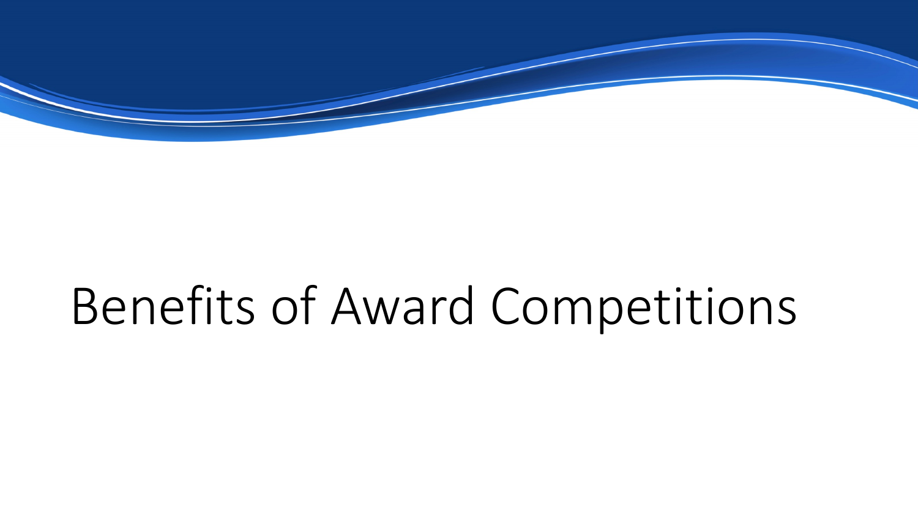# Benefits of Award Competitions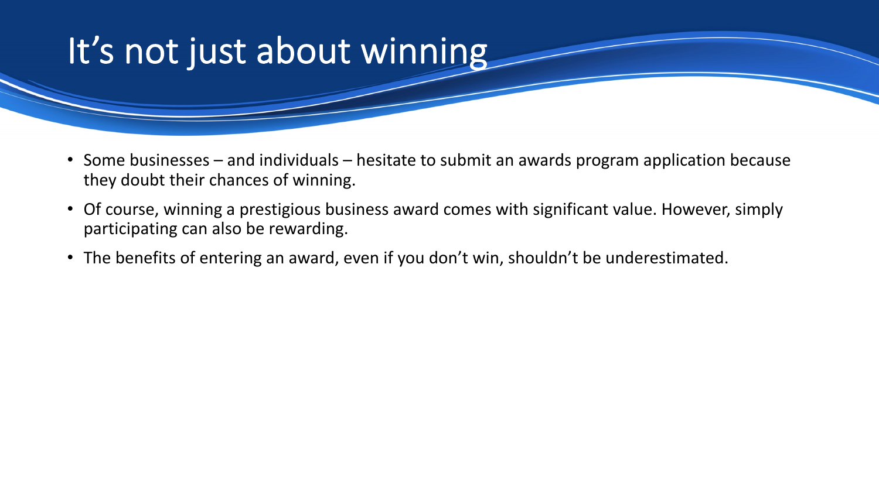# It's not just about winning

- Some businesses – and individuals – hesitate to submit an awards program application because they doubt their chances of winning.
- Of course, winning a prestigious business award comes with significant value. However, simply participating can also be rewarding.
- The benefits of entering an award, even if you don't win, shouldn't be underestimated.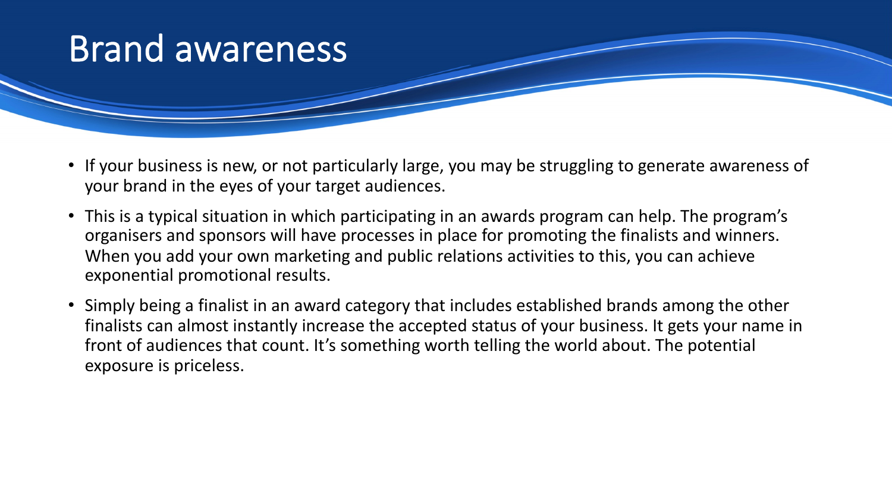# Brand awareness

- If your business is new, or not particularly large, you may be struggling to generate awareness of your brand in the eyes of your target audiences.
- This is a typical situation in which participating in an awards program can help. The program's organisers and sponsors will have processes in place for promoting the finalists and winners. When you add your own marketing and public relations activities to this, you can achieve exponential promotional results.
- Simply being a finalist in an award category that includes established brands among the other finalists can almost instantly increase the accepted status of your business. It gets your name in front of audiences that count. It's something worth telling the world about. The potential exposure is priceless.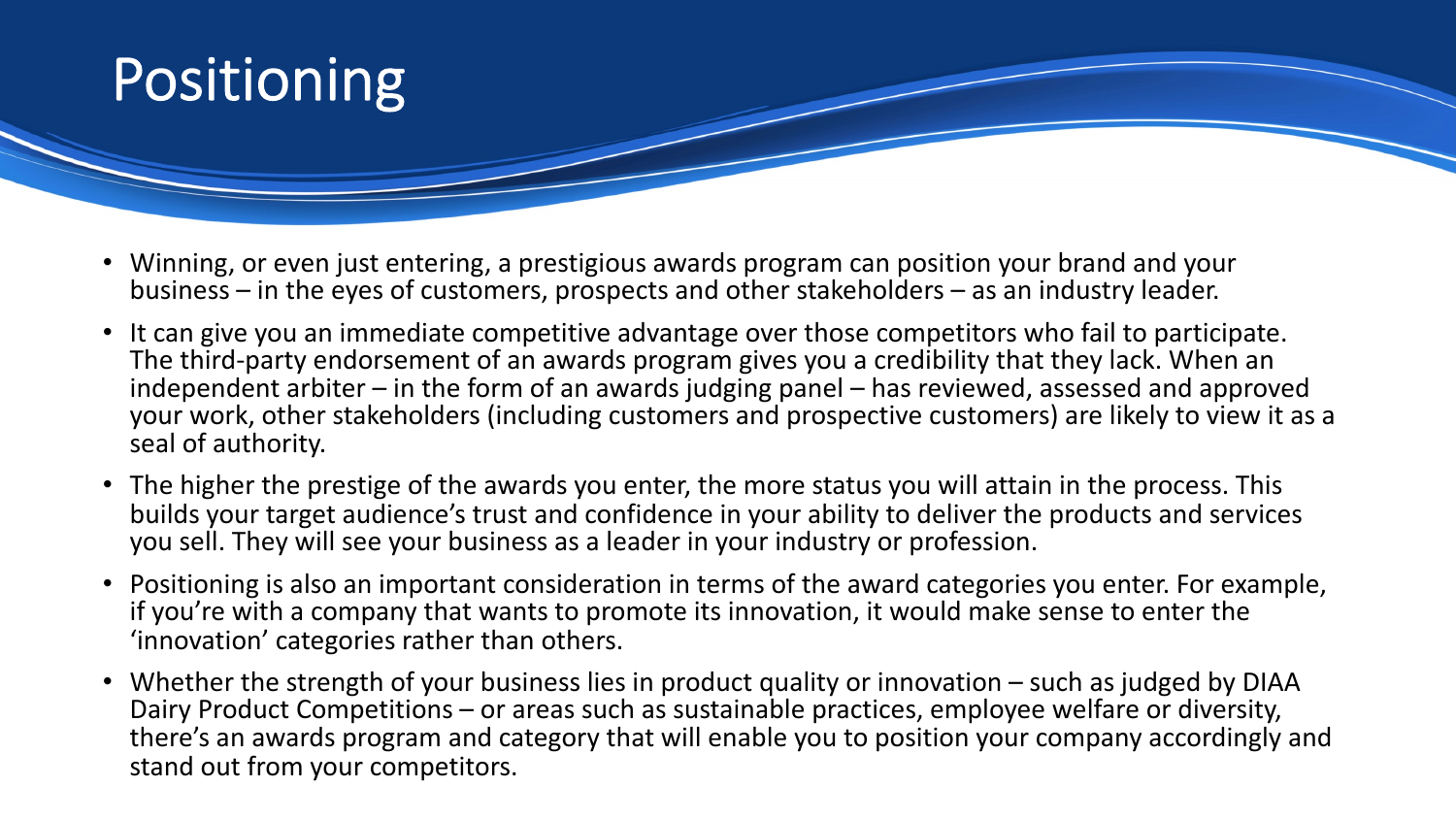# Positioning

- Winning, or even just entering, a prestigious awards program can position your brand and your business – in the eyes of customers, prospects and other stakeholders – as an industry leader.
- It can give you an immediate competitive advantage over those competitors who fail to participate. The third-party endorsement of an awards program gives you a credibility that they lack. When an independent arbiter – in the form of an awards judging panel – has reviewed, assessed and approved your work, other stakeholders (including customers and prospective customers) are likely to view it as a seal of authority.
- The higher the prestige of the awards you enter, the more status you will attain in the process. This builds your target audience's trust and confidence in your ability to deliver the products and services you sell. They will see your business as a leader in your industry or profession.
- Positioning is also an important consideration in terms of the award categories you enter. For example, if you're with a company that wants to promote its innovation, it would make sense to enter the 'innovation' categories rather than others.
- Whether the strength of your business lies in product quality or innovation – such as judged by DIAA Dairy Product Competitions – or areas such as sustainable practices, employee welfare or diversity, there's an awards program and category that will enable you to position your company accordingly and stand out from your competitors.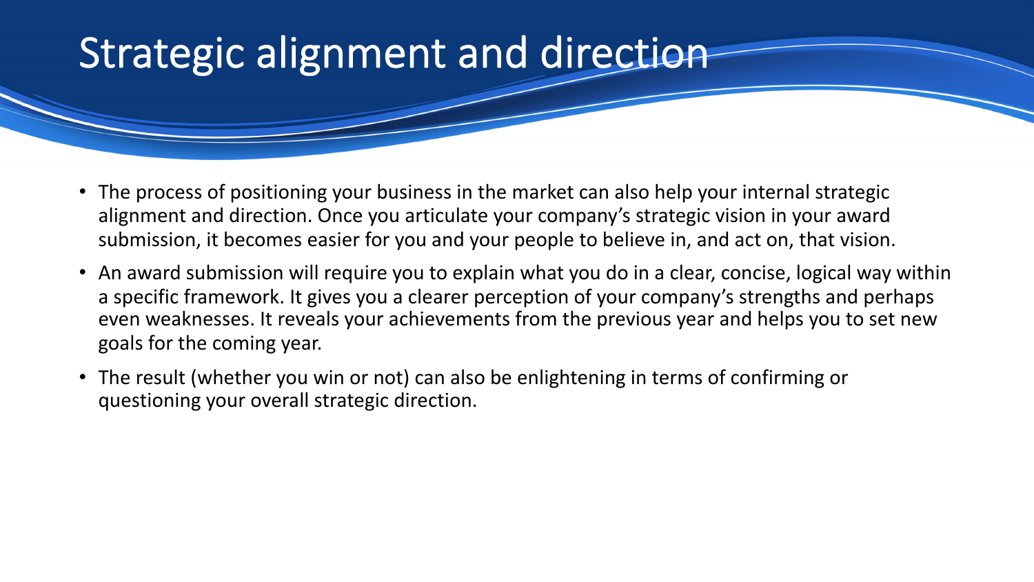# Strategic alignment and direction

- The process of positioning your business in the market can also help your internal strategic alignment and direction. Once you articulate your company's strategic vision in your award submission, it becomes easier for you and your people to believe in, and act on, that vision.
- An award submission will require you to explain what you do in a clear, concise, logical way within a specific framework. It gives you a clearer perception of your company's strengths and perhaps even weaknesses. It reveals your achievements from the previous year and helps you to set new goals for the coming year.
- The result (whether you win or not) can also be enlightening in terms of confirming or questioning your overall strategic direction.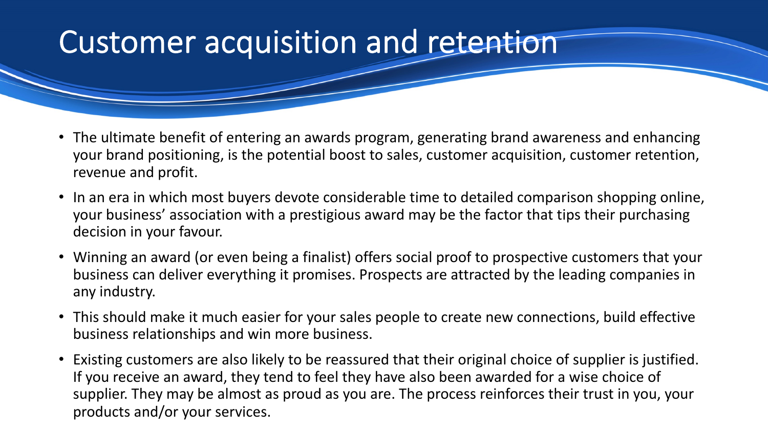# Customer acquisition and retention

- The ultimate benefit of entering an awards program, generating brand awareness and enhancing your brand positioning, is the potential boost to sales, customer acquisition, customer retention, revenue and profit.
- In an era in which most buyers devote considerable time to detailed comparison shopping online, your business' association with a prestigious award may be the factor that tips their purchasing decision in your favour.
- Winning an award (or even being a finalist) offers social proof to prospective customers that your business can deliver everything it promises. Prospects are attracted by the leading companies in any industry.
- This should make it much easier for your sales people to create new connections, build effective business relationships and win more business.
- Existing customers are also likely to be reassured that their original choice of supplier is justified. If you receive an award, they tend to feel they have also been awarded for a wise choice of supplier. They may be almost as proud as you are. The process reinforces their trust in you, your products and/or your services.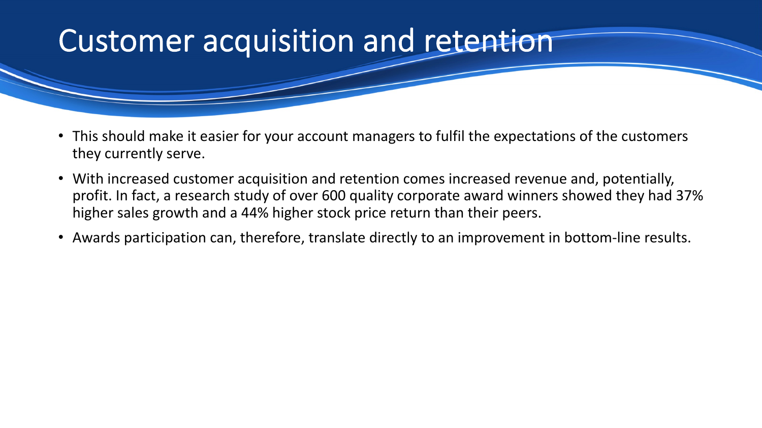# Customer acquisition and retention

- This should make it easier for your account managers to fulfil the expectations of the customers they currently serve.
- With increased customer acquisition and retention comes increased revenue and, potentially, profit. In fact, a research study of over 600 quality corporate award winners showed they had 37% higher sales growth and a 44% higher stock price return than their peers.
- Awards participation can, therefore, translate directly to an improvement in bottom-line results.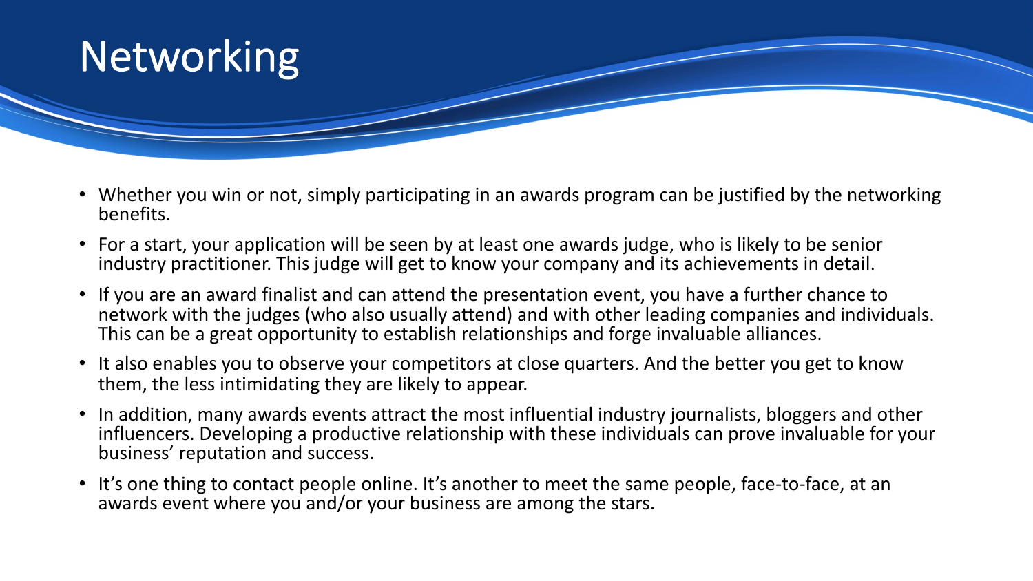# Networking

- Whether you win or not, simply participating in an awards program can be justified by the networking benefits.
- For a start, your application will be seen by at least one awards judge, who is likely to be senior industry practitioner. This judge will get to know your company and its achievements in detail.
- If you are an award finalist and can attend the presentation event, you have a further chance to network with the judges (who also usually attend) and with other leading companies and individuals. This can be a great opportunity to establish relationships and forge invaluable alliances.
- It also enables you to observe your competitors at close quarters. And the better you get to know them, the less intimidating they are likely to appear.
- In addition, many awards events attract the most influential industry journalists, bloggers and other influencers. Developing a productive relationship with these individuals can prove invaluable for your business' reputation and success.
- It's one thing to contact people online. It's another to meet the same people, face-to-face, at an awards event where you and/or your business are among the stars.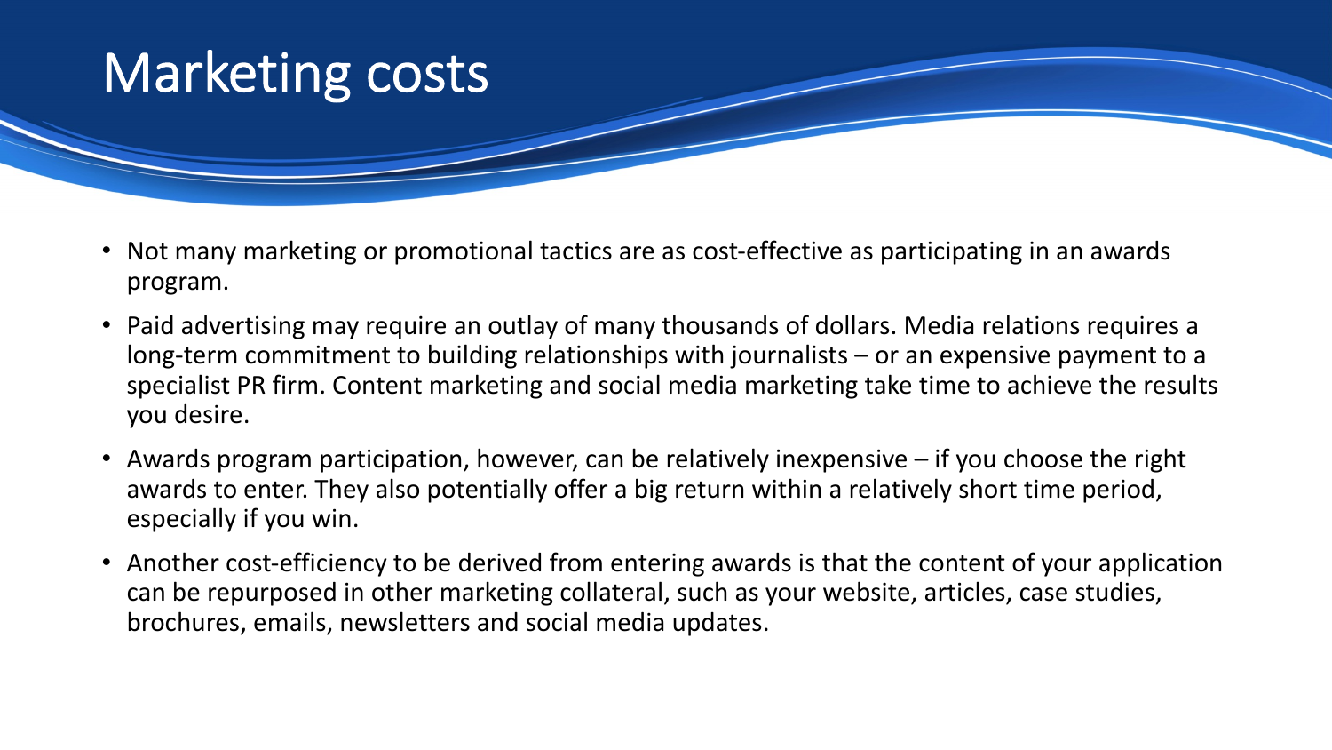# Marketing costs

- Not many marketing or promotional tactics are as cost-effective as participating in an awards program.
- Paid advertising may require an outlay of many thousands of dollars. Media relations requires a long-term commitment to building relationships with journalists – or an expensive payment to a specialist PR firm. Content marketing and social media marketing take time to achieve the results you desire.
- Awards program participation, however, can be relatively inexpensive – if you choose the right awards to enter. They also potentially offer a big return within a relatively short time period, especially if you win.
- Another cost-efficiency to be derived from entering awards is that the content of your application can be repurposed in other marketing collateral, such as your website, articles, case studies, brochures, emails, newsletters and social media updates.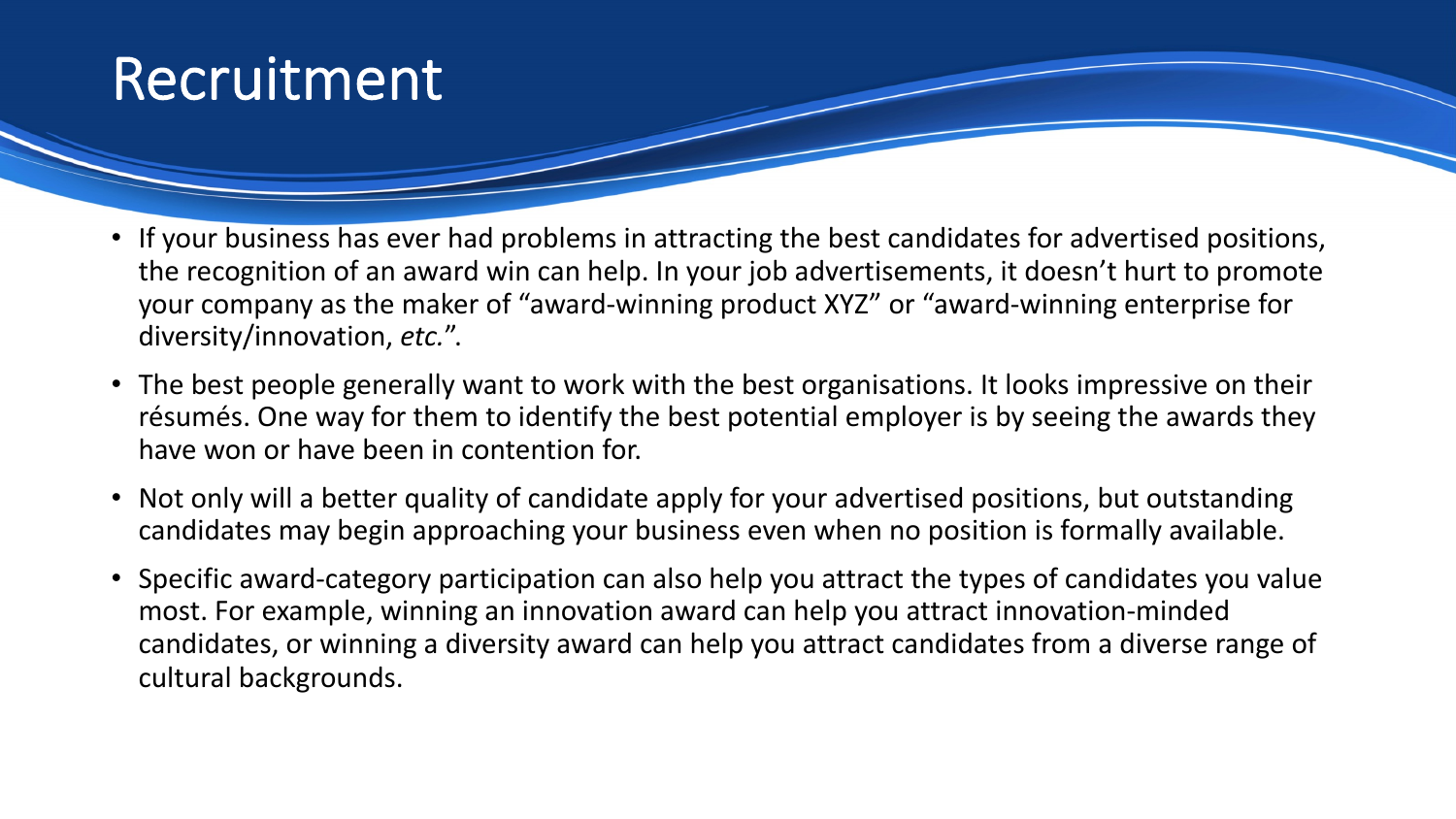# Recruitment

- If your business has ever had problems in attracting the best candidates for advertised positions, the recognition of an award win can help. In your job advertisements, it doesn't hurt to promote your company as the maker of "award-winning product XYZ" or "award-winning enterprise for diversity/innovation, *etc.*".
- The best people generally want to work with the best organisations. It looks impressive on their résumés. One way for them to identify the best potential employer is by seeing the awards they have won or have been in contention for.
- Not only will a better quality of candidate apply for your advertised positions, but outstanding candidates may begin approaching your business even when no position is formally available.
- Specific award-category participation can also help you attract the types of candidates you value most. For example, winning an innovation award can help you attract innovation-minded candidates, or winning a diversity award can help you attract candidates from a diverse range of cultural backgrounds.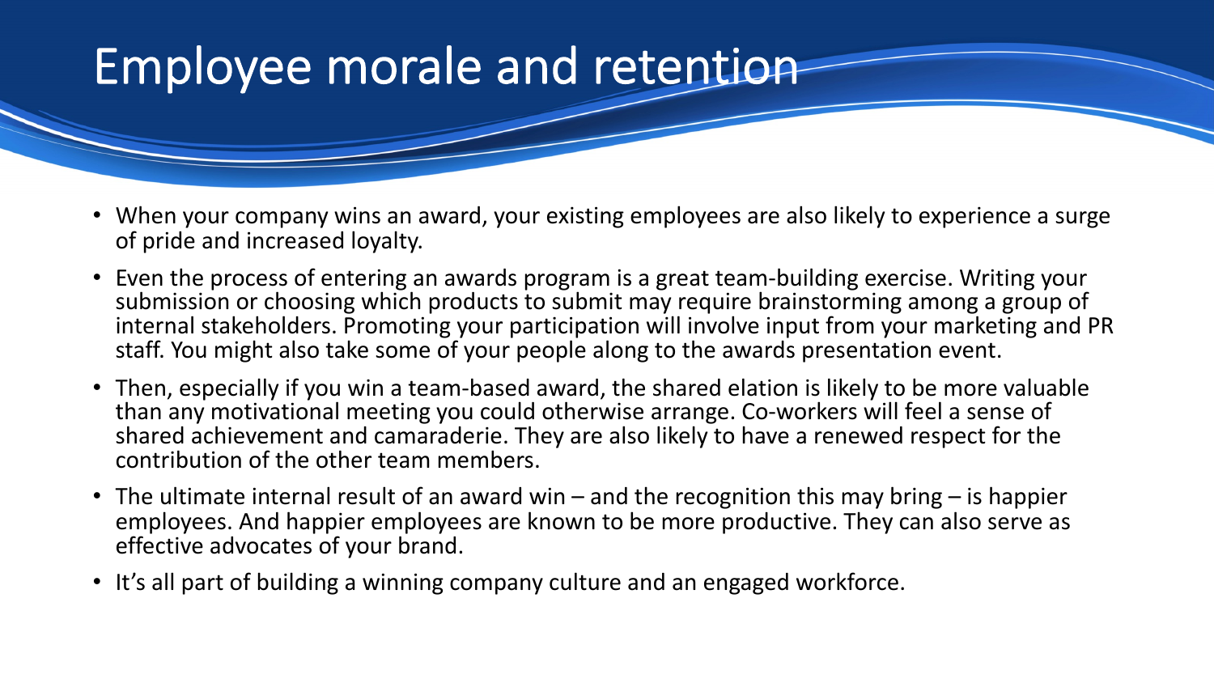# Employee morale and retention

- When your company wins an award, your existing employees are also likely to experience a surge of pride and increased loyalty.
- Even the process of entering an awards program is a great team-building exercise. Writing your submission or choosing which products to submit may require brainstorming among a group of internal stakeholders. Promoting your participation will involve input from your marketing and PR staff. You might also take some of your people along to the awards presentation event.
- Then, especially if you win a team-based award, the shared elation is likely to be more valuable than any motivational meeting you could otherwise arrange. Co-workers will feel a sense of shared achievement and camaraderie. They are also likely to have a renewed respect for the contribution of the other team members.
- The ultimate internal result of an award win – and the recognition this may bring – is happier employees. And happier employees are known to be more productive. They can also serve as effective advocates of your brand.
- It's all part of building a winning company culture and an engaged workforce.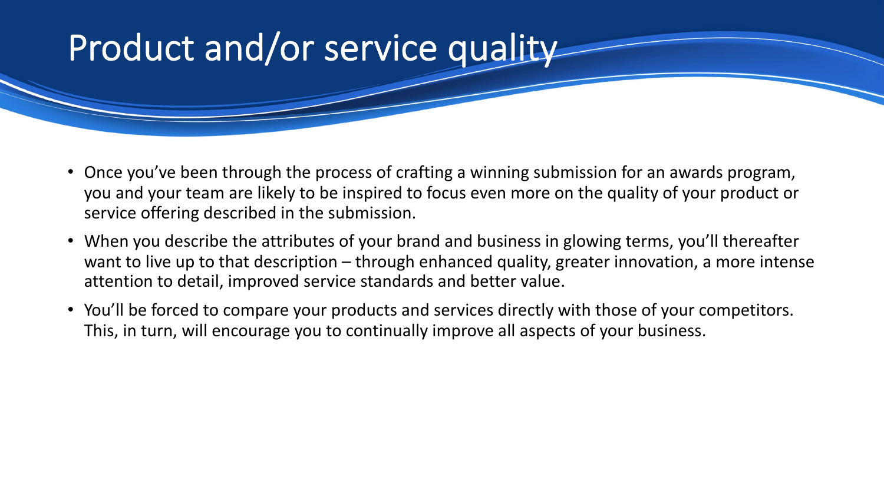# Product and/or service quality

- Once you've been through the process of crafting a winning submission for an awards program, you and your team are likely to be inspired to focus even more on the quality of your product or service offering described in the submission.
- When you describe the attributes of your brand and business in glowing terms, you'll thereafter want to live up to that description – through enhanced quality, greater innovation, a more intense attention to detail, improved service standards and better value.
- You'll be forced to compare your products and services directly with those of your competitors. This, in turn, will encourage you to continually improve all aspects of your business.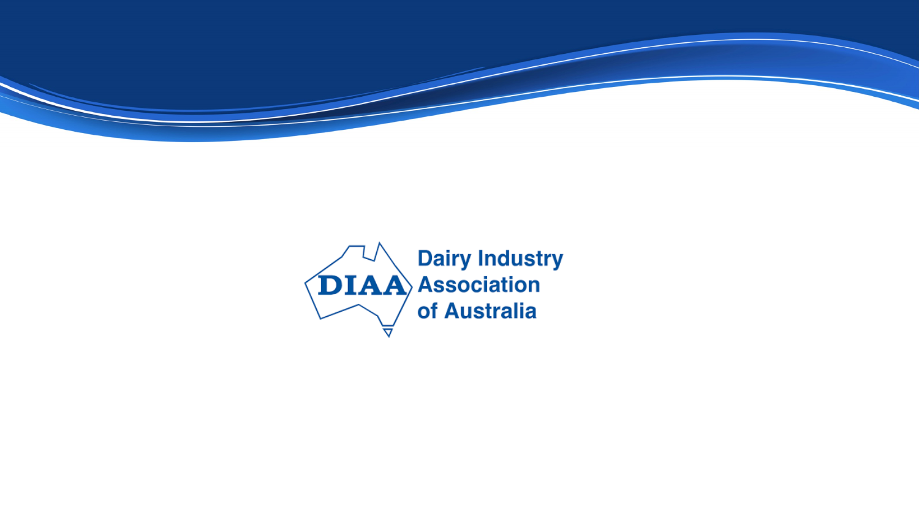DIAA

Dairy Industry Association of Australia